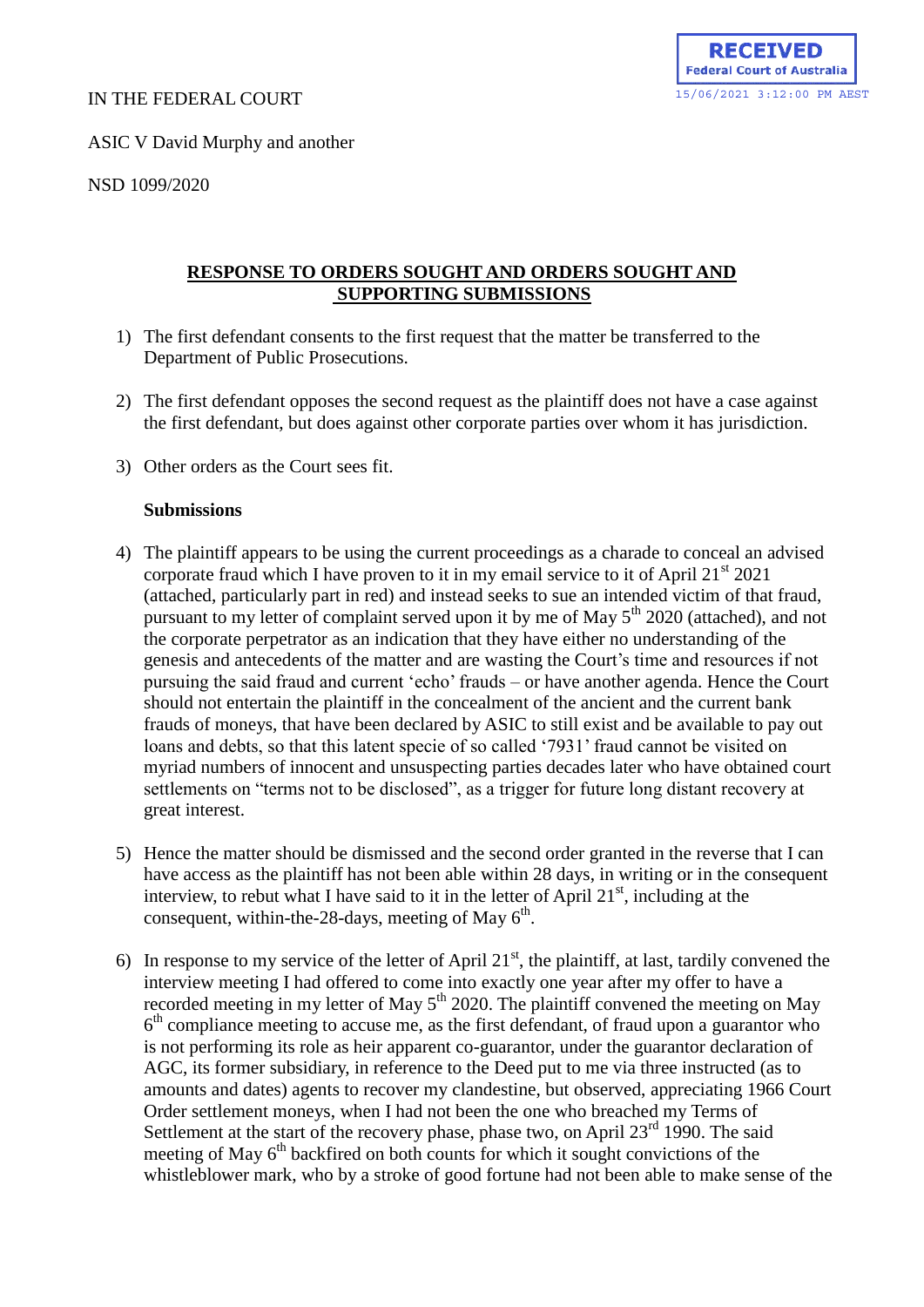RECEIVED
Federal Court of Australia
15/06/2021 3:12:00 PM AEST

IN THE FEDERAL COURT

ASIC V David Murphy and another

NSD 1099/2020

## RESPONSE TO ORDERS SOUGHT AND ORDERS SOUGHT AND SUPPORTING SUBMISSIONS

1) The first defendant consents to the first request that the matter be transferred to the Department of Public Prosecutions.

2) The first defendant opposes the second request as the plaintiff does not have a case against the first defendant, but does against other corporate parties over whom it has jurisdiction.

3) Other orders as the Court sees fit.

**Submissions**

4) The plaintiff appears to be using the current proceedings as a charade to conceal an advised corporate fraud which I have proven to it in my email service to it of April 21st 2021 (attached, particularly part in red) and instead seeks to sue an intended victim of that fraud, pursuant to my letter of complaint served upon it by me of May 5th 2020 (attached), and not the corporate perpetrator as an indication that they have either no understanding of the genesis and antecedents of the matter and are wasting the Court's time and resources if not pursuing the said fraud and current 'echo' frauds – or have another agenda. Hence the Court should not entertain the plaintiff in the concealment of the ancient and the current bank frauds of moneys, that have been declared by ASIC to still exist and be available to pay out loans and debts, so that this latent specie of so called '7931' fraud cannot be visited on myriad numbers of innocent and unsuspecting parties decades later who have obtained court settlements on "terms not to be disclosed", as a trigger for future long distant recovery at great interest.

5) Hence the matter should be dismissed and the second order granted in the reverse that I can have access as the plaintiff has not been able within 28 days, in writing or in the consequent interview, to rebut what I have said to it in the letter of April 21st, including at the consequent, within-the-28-days, meeting of May 6th.

6) In response to my service of the letter of April 21st, the plaintiff, at last, tardily convened the interview meeting I had offered to come into exactly one year after my offer to have a recorded meeting in my letter of May 5th 2020. The plaintiff convened the meeting on May 6th compliance meeting to accuse me, as the first defendant, of fraud upon a guarantor who is not performing its role as heir apparent co-guarantor, under the guarantor declaration of AGC, its former subsidiary, in reference to the Deed put to me via three instructed (as to amounts and dates) agents to recover my clandestine, but observed, appreciating 1966 Court Order settlement moneys, when I had not been the one who breached my Terms of Settlement at the start of the recovery phase, phase two, on April 23rd 1990. The said meeting of May 6th backfired on both counts for which it sought convictions of the whistleblower mark, who by a stroke of good fortune had not been able to make sense of the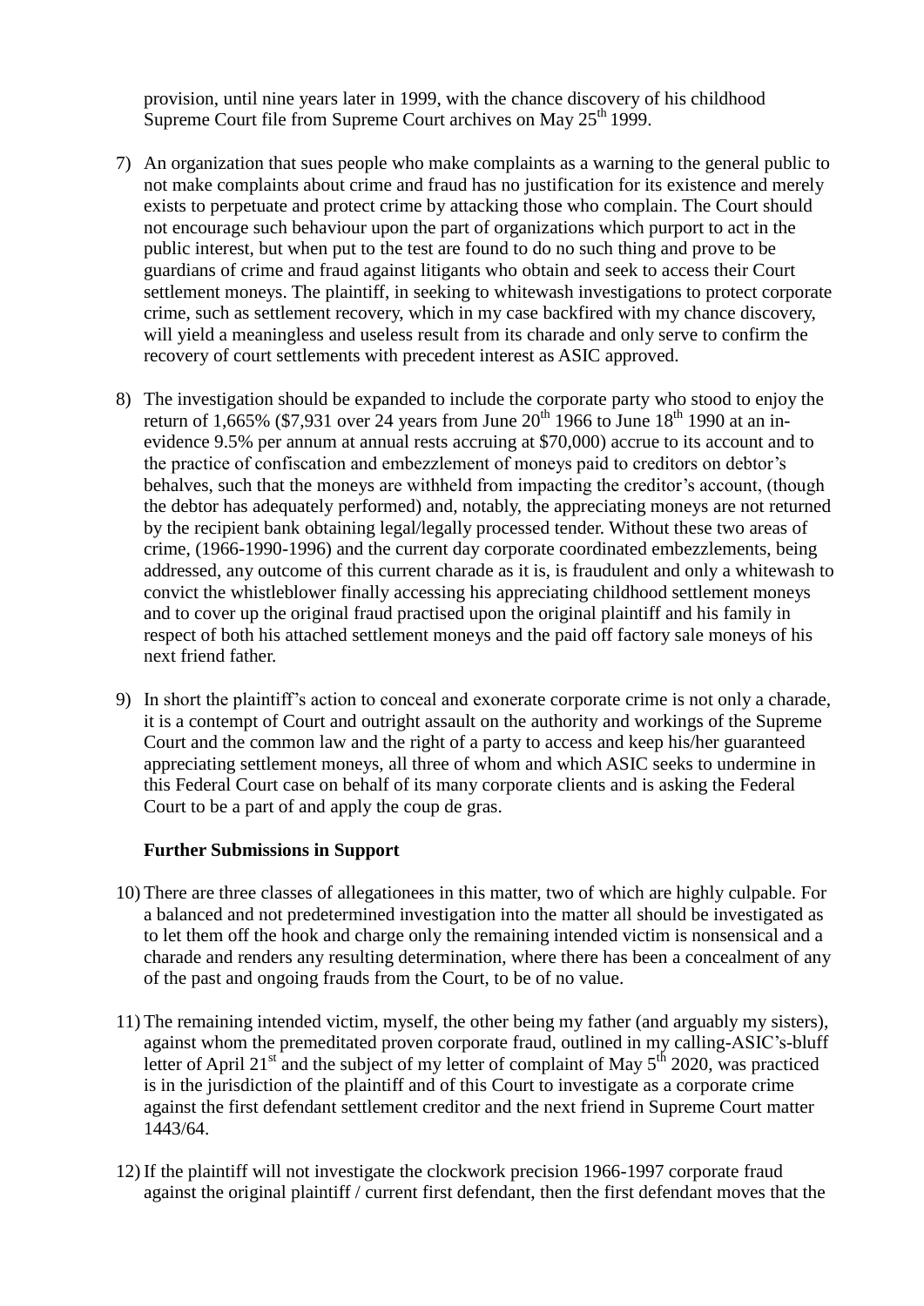provision, until nine years later in 1999, with the chance discovery of his childhood Supreme Court file from Supreme Court archives on May 25th 1999.

7) An organization that sues people who make complaints as a warning to the general public to not make complaints about crime and fraud has no justification for its existence and merely exists to perpetuate and protect crime by attacking those who complain. The Court should not encourage such behaviour upon the part of organizations which purport to act in the public interest, but when put to the test are found to do no such thing and prove to be guardians of crime and fraud against litigants who obtain and seek to access their Court settlement moneys. The plaintiff, in seeking to whitewash investigations to protect corporate crime, such as settlement recovery, which in my case backfired with my chance discovery, will yield a meaningless and useless result from its charade and only serve to confirm the recovery of court settlements with precedent interest as ASIC approved.

8) The investigation should be expanded to include the corporate party who stood to enjoy the return of 1,665% ($7,931 over 24 years from June 20th 1966 to June 18th 1990 at an in-evidence 9.5% per annum at annual rests accruing at $70,000) accrue to its account and to the practice of confiscation and embezzlement of moneys paid to creditors on debtor's behalves, such that the moneys are withheld from impacting the creditor's account, (though the debtor has adequately performed) and, notably, the appreciating moneys are not returned by the recipient bank obtaining legal/legally processed tender. Without these two areas of crime, (1966-1990-1996) and the current day corporate coordinated embezzlements, being addressed, any outcome of this current charade as it is, is fraudulent and only a whitewash to convict the whistleblower finally accessing his appreciating childhood settlement moneys and to cover up the original fraud practised upon the original plaintiff and his family in respect of both his attached settlement moneys and the paid off factory sale moneys of his next friend father.

9) In short the plaintiff's action to conceal and exonerate corporate crime is not only a charade, it is a contempt of Court and outright assault on the authority and workings of the Supreme Court and the common law and the right of a party to access and keep his/her guaranteed appreciating settlement moneys, all three of whom and which ASIC seeks to undermine in this Federal Court case on behalf of its many corporate clients and is asking the Federal Court to be a part of and apply the coup de gras.

**Further Submissions in Support**

10) There are three classes of allegationees in this matter, two of which are highly culpable. For a balanced and not predetermined investigation into the matter all should be investigated as to let them off the hook and charge only the remaining intended victim is nonsensical and a charade and renders any resulting determination, where there has been a concealment of any of the past and ongoing frauds from the Court, to be of no value.

11) The remaining intended victim, myself, the other being my father (and arguably my sisters), against whom the premeditated proven corporate fraud, outlined in my calling-ASIC's-bluff letter of April 21st and the subject of my letter of complaint of May 5th 2020, was practiced is in the jurisdiction of the plaintiff and of this Court to investigate as a corporate crime against the first defendant settlement creditor and the next friend in Supreme Court matter 1443/64.

12) If the plaintiff will not investigate the clockwork precision 1966-1997 corporate fraud against the original plaintiff / current first defendant, then the first defendant moves that the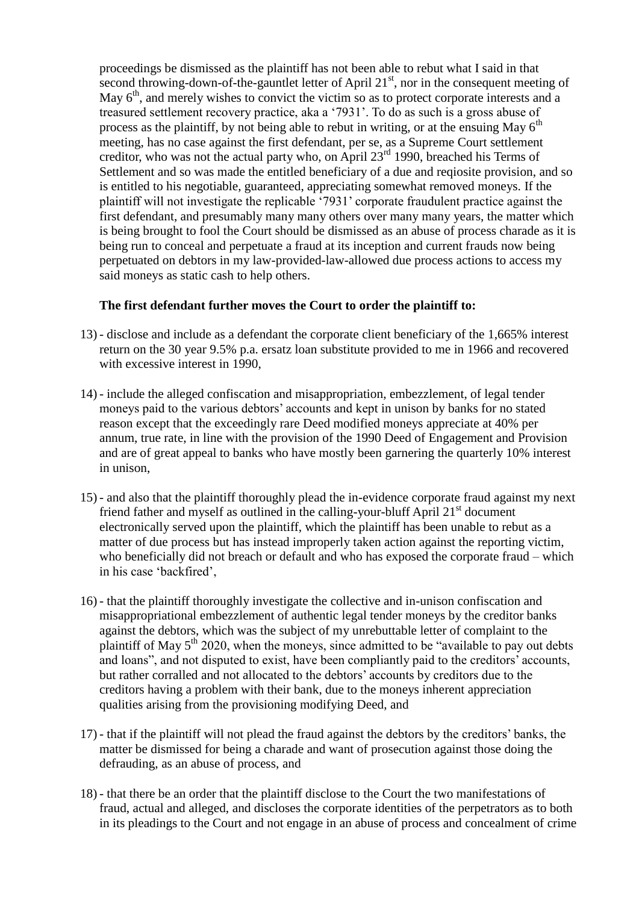proceedings be dismissed as the plaintiff has not been able to rebut what I said in that second throwing-down-of-the-gauntlet letter of April 21st, nor in the consequent meeting of May 6th, and merely wishes to convict the victim so as to protect corporate interests and a treasured settlement recovery practice, aka a '7931'. To do as such is a gross abuse of process as the plaintiff, by not being able to rebut in writing, or at the ensuing May 6th meeting, has no case against the first defendant, per se, as a Supreme Court settlement creditor, who was not the actual party who, on April 23rd 1990, breached his Terms of Settlement and so was made the entitled beneficiary of a due and reqiosite provision, and so is entitled to his negotiable, guaranteed, appreciating somewhat removed moneys. If the plaintiff will not investigate the replicable '7931' corporate fraudulent practice against the first defendant, and presumably many many others over many many years, the matter which is being brought to fool the Court should be dismissed as an abuse of process charade as it is being run to conceal and perpetuate a fraud at its inception and current frauds now being perpetuated on debtors in my law-provided-law-allowed due process actions to access my said moneys as static cash to help others.

**The first defendant further moves the Court to order the plaintiff to:**

13) - disclose and include as a defendant the corporate client beneficiary of the 1,665% interest return on the 30 year 9.5% p.a. ersatz loan substitute provided to me in 1966 and recovered with excessive interest in 1990,

14) - include the alleged confiscation and misappropriation, embezzlement, of legal tender moneys paid to the various debtors' accounts and kept in unison by banks for no stated reason except that the exceedingly rare Deed modified moneys appreciate at 40% per annum, true rate, in line with the provision of the 1990 Deed of Engagement and Provision and are of great appeal to banks who have mostly been garnering the quarterly 10% interest in unison,

15) - and also that the plaintiff thoroughly plead the in-evidence corporate fraud against my next friend father and myself as outlined in the calling-your-bluff April 21st document electronically served upon the plaintiff, which the plaintiff has been unable to rebut as a matter of due process but has instead improperly taken action against the reporting victim, who beneficially did not breach or default and who has exposed the corporate fraud – which in his case 'backfired',

16) - that the plaintiff thoroughly investigate the collective and in-unison confiscation and misappropriational embezzlement of authentic legal tender moneys by the creditor banks against the debtors, which was the subject of my unrebuttable letter of complaint to the plaintiff of May 5th 2020, when the moneys, since admitted to be "available to pay out debts and loans", and not disputed to exist, have been compliantly paid to the creditors' accounts, but rather corralled and not allocated to the debtors' accounts by creditors due to the creditors having a problem with their bank, due to the moneys inherent appreciation qualities arising from the provisioning modifying Deed, and

17) - that if the plaintiff will not plead the fraud against the debtors by the creditors' banks, the matter be dismissed for being a charade and want of prosecution against those doing the defrauding, as an abuse of process, and

18) - that there be an order that the plaintiff disclose to the Court the two manifestations of fraud, actual and alleged, and discloses the corporate identities of the perpetrators as to both in its pleadings to the Court and not engage in an abuse of process and concealment of crime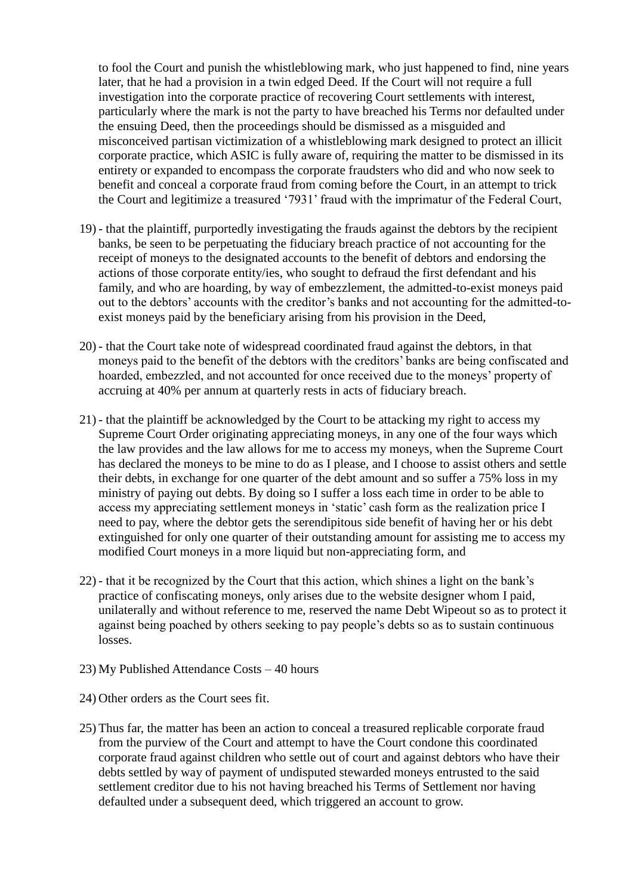to fool the Court and punish the whistleblowing mark, who just happened to find, nine years later, that he had a provision in a twin edged Deed. If the Court will not require a full investigation into the corporate practice of recovering Court settlements with interest, particularly where the mark is not the party to have breached his Terms nor defaulted under the ensuing Deed, then the proceedings should be dismissed as a misguided and misconceived partisan victimization of a whistleblowing mark designed to protect an illicit corporate practice, which ASIC is fully aware of, requiring the matter to be dismissed in its entirety or expanded to encompass the corporate fraudsters who did and who now seek to benefit and conceal a corporate fraud from coming before the Court, in an attempt to trick the Court and legitimize a treasured '7931' fraud with the imprimatur of the Federal Court,

19) - that the plaintiff, purportedly investigating the frauds against the debtors by the recipient banks, be seen to be perpetuating the fiduciary breach practice of not accounting for the receipt of moneys to the designated accounts to the benefit of debtors and endorsing the actions of those corporate entity/ies, who sought to defraud the first defendant and his family, and who are hoarding, by way of embezzlement, the admitted-to-exist moneys paid out to the debtors' accounts with the creditor's banks and not accounting for the admitted-to-exist moneys paid by the beneficiary arising from his provision in the Deed,

20) - that the Court take note of widespread coordinated fraud against the debtors, in that moneys paid to the benefit of the debtors with the creditors' banks are being confiscated and hoarded, embezzled, and not accounted for once received due to the moneys' property of accruing at 40% per annum at quarterly rests in acts of fiduciary breach.

21) - that the plaintiff be acknowledged by the Court to be attacking my right to access my Supreme Court Order originating appreciating moneys, in any one of the four ways which the law provides and the law allows for me to access my moneys, when the Supreme Court has declared the moneys to be mine to do as I please, and I choose to assist others and settle their debts, in exchange for one quarter of the debt amount and so suffer a 75% loss in my ministry of paying out debts. By doing so I suffer a loss each time in order to be able to access my appreciating settlement moneys in 'static' cash form as the realization price I need to pay, where the debtor gets the serendipitous side benefit of having her or his debt extinguished for only one quarter of their outstanding amount for assisting me to access my modified Court moneys in a more liquid but non-appreciating form, and

22) - that it be recognized by the Court that this action, which shines a light on the bank's practice of confiscating moneys, only arises due to the website designer whom I paid, unilaterally and without reference to me, reserved the name Debt Wipeout so as to protect it against being poached by others seeking to pay people's debts so as to sustain continuous losses.

23) My Published Attendance Costs – 40 hours

24) Other orders as the Court sees fit.

25) Thus far, the matter has been an action to conceal a treasured replicable corporate fraud from the purview of the Court and attempt to have the Court condone this coordinated corporate fraud against children who settle out of court and against debtors who have their debts settled by way of payment of undisputed stewarded moneys entrusted to the said settlement creditor due to his not having breached his Terms of Settlement nor having defaulted under a subsequent deed, which triggered an account to grow.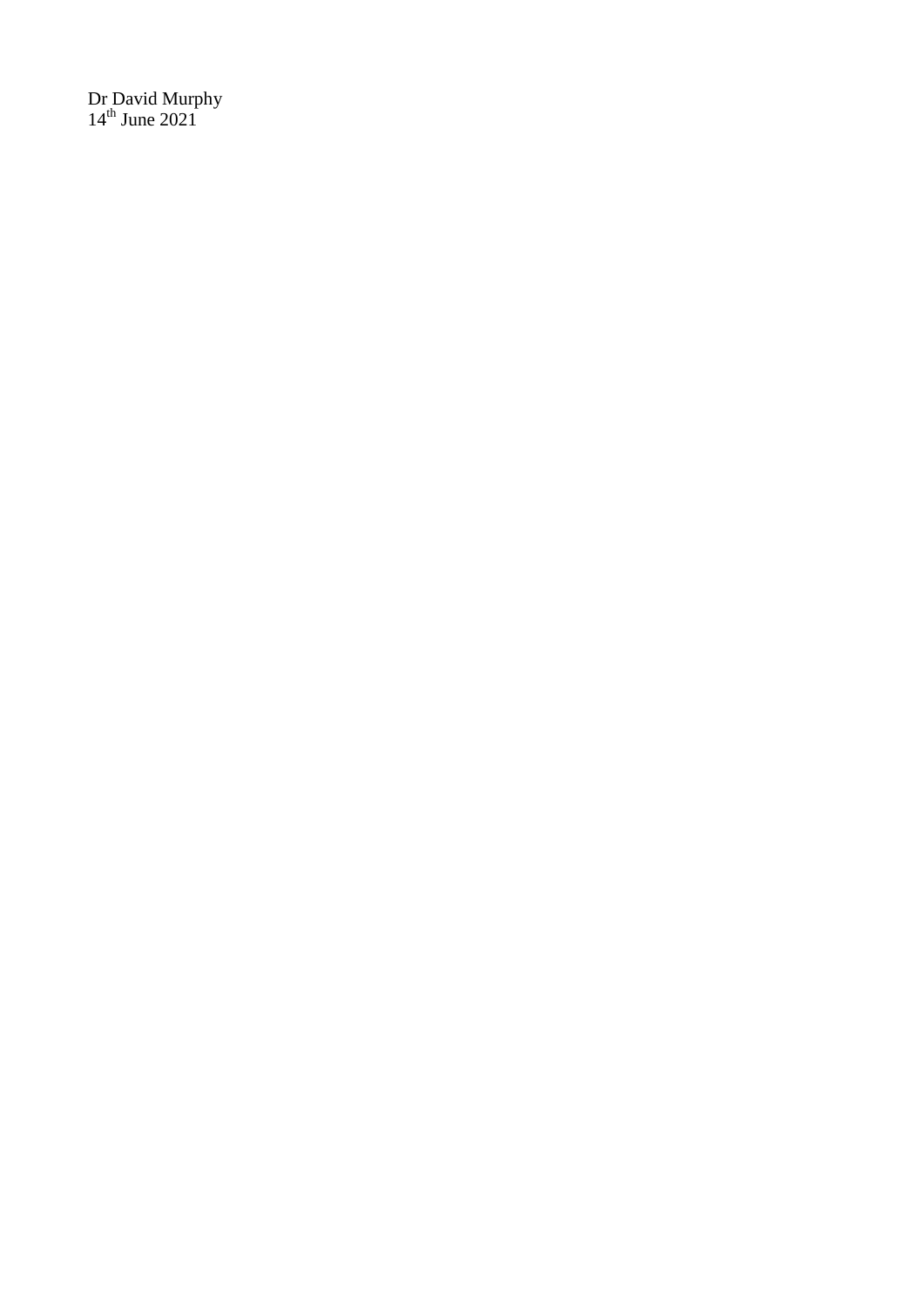Dr David Murphy
14th June 2021